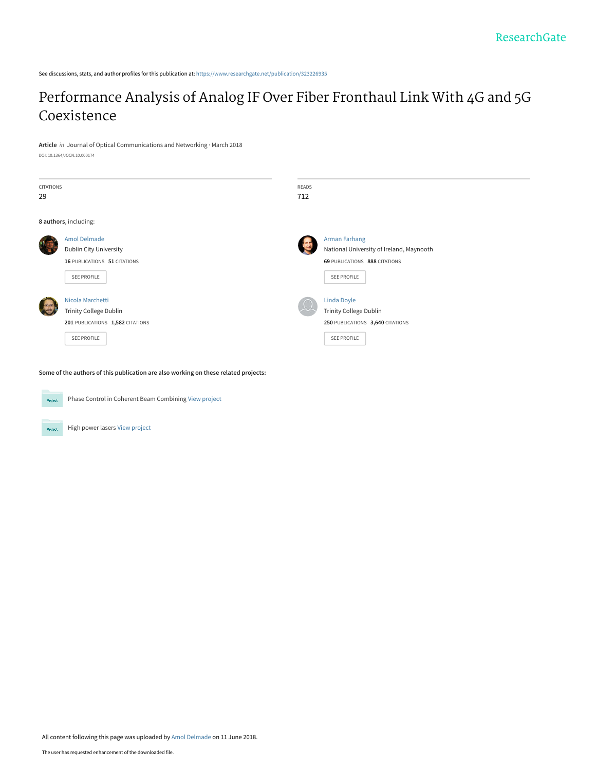ResearchGate

See discussions, stats, and author profiles for this publication at: https://www.researchgate.net/publication/323226935

# Performance Analysis of Analog IF Over Fiber Fronthaul Link With 4G and 5G Coexistence

**Article** *in* Journal of Optical Communications and Networking · March 2018

DOI: 10.1364/JOCN.10.000174

| CITATIONS | READS |
|---|---|
| 29 | 712 |

**8 authors**, including:

Amol Delmade
Dublin City University
**16** PUBLICATIONS **51** CITATIONS
SEE PROFILE

Arman Farhang
National University of Ireland, Maynooth
**69** PUBLICATIONS **888** CITATIONS
SEE PROFILE

Nicola Marchetti
Trinity College Dublin
**201** PUBLICATIONS **1,582** CITATIONS
SEE PROFILE

Linda Doyle
Trinity College Dublin
**250** PUBLICATIONS **3,640** CITATIONS
SEE PROFILE

**Some of the authors of this publication are also working on these related projects:**

Phase Control in Coherent Beam Combining View project

High power lasers View project

All content following this page was uploaded by Amol Delmade on 11 June 2018.

The user has requested enhancement of the downloaded file.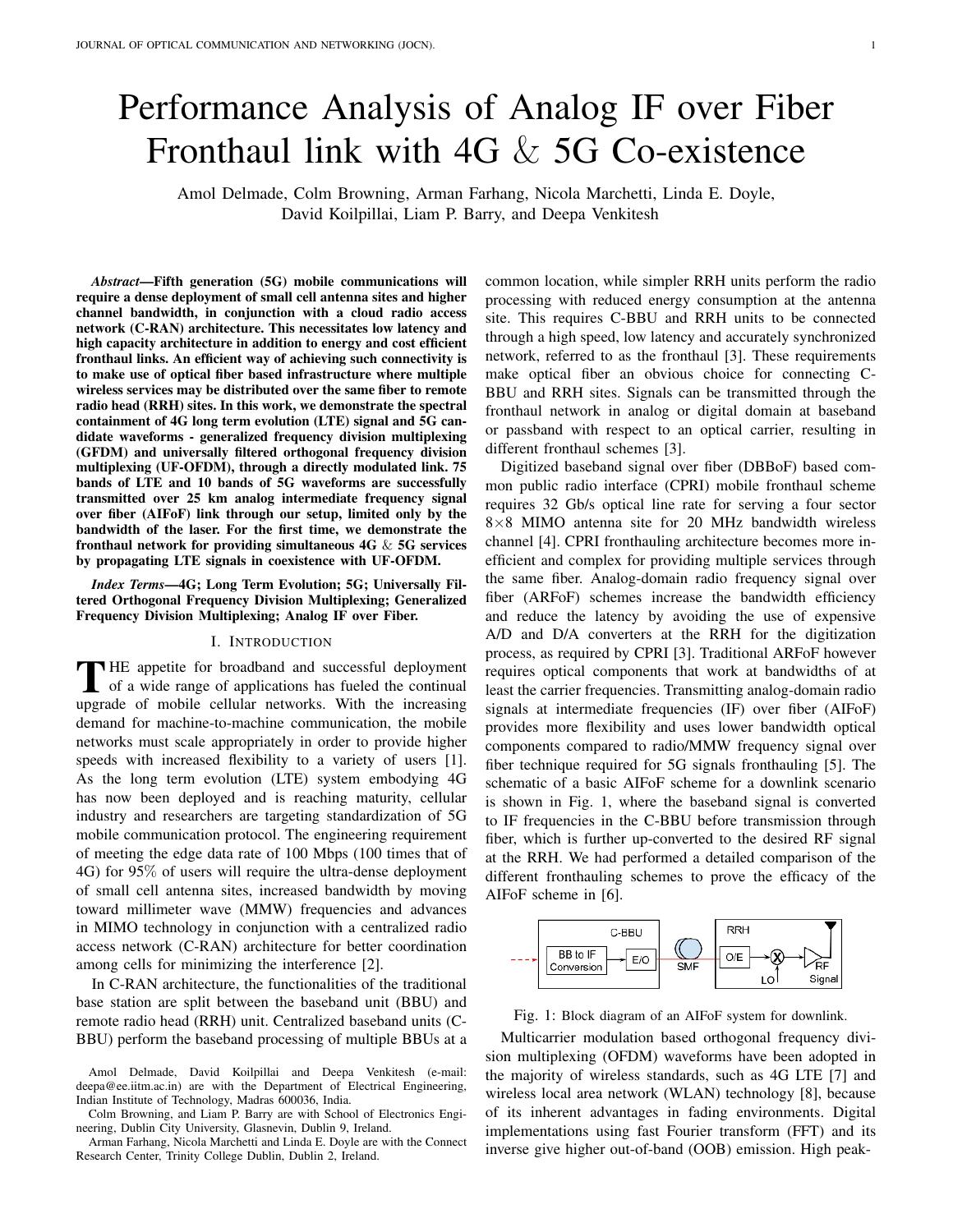# Performance Analysis of Analog IF over Fiber Fronthaul link with 4G & 5G Co-existence

Amol Delmade, Colm Browning, Arman Farhang, Nicola Marchetti, Linda E. Doyle, David Koilpillai, Liam P. Barry, and Deepa Venkitesh

***Abstract*—Fifth generation (5G) mobile communications will require a dense deployment of small cell antenna sites and higher channel bandwidth, in conjunction with a cloud radio access network (C-RAN) architecture. This necessitates low latency and high capacity architecture in addition to energy and cost efficient fronthaul links. An efficient way of achieving such connectivity is to make use of optical fiber based infrastructure where multiple wireless services may be distributed over the same fiber to remote radio head (RRH) sites. In this work, we demonstrate the spectral containment of 4G long term evolution (LTE) signal and 5G candidate waveforms - generalized frequency division multiplexing (GFDM) and universally filtered orthogonal frequency division multiplexing (UF-OFDM), through a directly modulated link. 75 bands of LTE and 10 bands of 5G waveforms are successfully transmitted over 25 km analog intermediate frequency signal over fiber (AIFoF) link through our setup, limited only by the bandwidth of the laser. For the first time, we demonstrate the fronthaul network for providing simultaneous 4G & 5G services by propagating LTE signals in coexistence with UF-OFDM.**

***Index Terms*—4G; Long Term Evolution; 5G; Universally Filtered Orthogonal Frequency Division Multiplexing; Generalized Frequency Division Multiplexing; Analog IF over Fiber.**

## I. Introduction

The appetite for broadband and successful deployment of a wide range of applications has fueled the continual upgrade of mobile cellular networks. With the increasing demand for machine-to-machine communication, the mobile networks must scale appropriately in order to provide higher speeds with increased flexibility to a variety of users [1]. As the long term evolution (LTE) system embodying 4G has now been deployed and is reaching maturity, cellular industry and researchers are targeting standardization of 5G mobile communication protocol. The engineering requirement of meeting the edge data rate of 100 Mbps (100 times that of 4G) for 95% of users will require the ultra-dense deployment of small cell antenna sites, increased bandwidth by moving toward millimeter wave (MMW) frequencies and advances in MIMO technology in conjunction with a centralized radio access network (C-RAN) architecture for better coordination among cells for minimizing the interference [2].

In C-RAN architecture, the functionalities of the traditional base station are split between the baseband unit (BBU) and remote radio head (RRH) unit. Centralized baseband units (C-BBU) perform the baseband processing of multiple BBUs at a common location, while simpler RRH units perform the radio processing with reduced energy consumption at the antenna site. This requires C-BBU and RRH units to be connected through a high speed, low latency and accurately synchronized network, referred to as the fronthaul [3]. These requirements make optical fiber an obvious choice for connecting C-BBU and RRH sites. Signals can be transmitted through the fronthaul network in analog or digital domain at baseband or passband with respect to an optical carrier, resulting in different fronthaul schemes [3].

Digitized baseband signal over fiber (DBBoF) based common public radio interface (CPRI) mobile fronthaul scheme requires 32 Gb/s optical line rate for serving a four sector 8×8 MIMO antenna site for 20 MHz bandwidth wireless channel [4]. CPRI fronthauling architecture becomes more inefficient and complex for providing multiple services through the same fiber. Analog-domain radio frequency signal over fiber (ARFoF) schemes increase the bandwidth efficiency and reduce the latency by avoiding the use of expensive A/D and D/A converters at the RRH for the digitization process, as required by CPRI [3]. Traditional ARFoF however requires optical components that work at bandwidths of at least the carrier frequencies. Transmitting analog-domain radio signals at intermediate frequencies (IF) over fiber (AIFoF) provides more flexibility and uses lower bandwidth optical components compared to radio/MMW frequency signal over fiber technique required for 5G signals fronthauling [5]. The schematic of a basic AIFoF scheme for a downlink scenario is shown in Fig. 1, where the baseband signal is converted to IF frequencies in the C-BBU before transmission through fiber, which is further up-converted to the desired RF signal at the RRH. We had performed a detailed comparison of the different fronthauling schemes to prove the efficacy of the AIFoF scheme in [6].

Fig. 1: Block diagram of an AIFoF system for downlink.

Multicarrier modulation based orthogonal frequency division multiplexing (OFDM) waveforms have been adopted in the majority of wireless standards, such as 4G LTE [7] and wireless local area network (WLAN) technology [8], because of its inherent advantages in fading environments. Digital implementations using fast Fourier transform (FFT) and its inverse give higher out-of-band (OOB) emission. High peak-

Amol Delmade, David Koilpillai and Deepa Venkitesh (e-mail: deepa@ee.iitm.ac.in) are with the Department of Electrical Engineering, Indian Institute of Technology, Madras 600036, India.

Colm Browning, and Liam P. Barry are with School of Electronics Engineering, Dublin City University, Glasnevin, Dublin 9, Ireland.

Arman Farhang, Nicola Marchetti and Linda E. Doyle are with the Connect Research Center, Trinity College Dublin, Dublin 2, Ireland.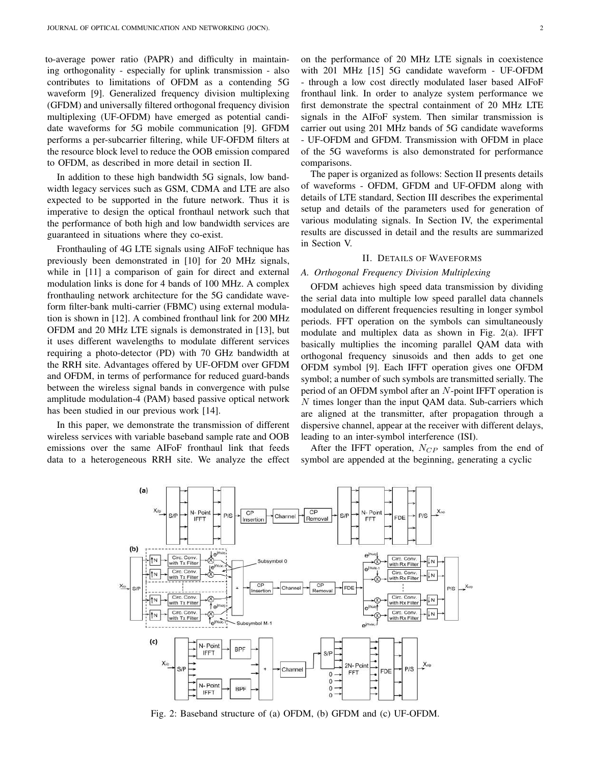to-average power ratio (PAPR) and difficulty in maintaining orthogonality - especially for uplink transmission - also contributes to limitations of OFDM as a contending 5G waveform [9]. Generalized frequency division multiplexing (GFDM) and universally filtered orthogonal frequency division multiplexing (UF-OFDM) have emerged as potential candidate waveforms for 5G mobile communication [9]. GFDM performs a per-subcarrier filtering, while UF-OFDM filters at the resource block level to reduce the OOB emission compared to OFDM, as described in more detail in section II.

In addition to these high bandwidth 5G signals, low bandwidth legacy services such as GSM, CDMA and LTE are also expected to be supported in the future network. Thus it is imperative to design the optical fronthaul network such that the performance of both high and low bandwidth services are guaranteed in situations where they co-exist.

Fronthauling of 4G LTE signals using AIFoF technique has previously been demonstrated in [10] for 20 MHz signals, while in [11] a comparison of gain for direct and external modulation links is done for 4 bands of 100 MHz. A complex fronthauling network architecture for the 5G candidate waveform filter-bank multi-carrier (FBMC) using external modulation is shown in [12]. A combined fronthaul link for 200 MHz OFDM and 20 MHz LTE signals is demonstrated in [13], but it uses different wavelengths to modulate different services requiring a photo-detector (PD) with 70 GHz bandwidth at the RRH site. Advantages offered by UF-OFDM over GFDM and OFDM, in terms of performance for reduced guard-bands between the wireless signal bands in convergence with pulse amplitude modulation-4 (PAM) based passive optical network has been studied in our previous work [14].

In this paper, we demonstrate the transmission of different wireless services with variable baseband sample rate and OOB emissions over the same AIFoF fronthaul link that feeds data to a heterogeneous RRH site. We analyze the effect on the performance of 20 MHz LTE signals in coexistence with 201 MHz [15] 5G candidate waveform - UF-OFDM - through a low cost directly modulated laser based AIFoF fronthaul link. In order to analyze system performance we first demonstrate the spectral containment of 20 MHz LTE signals in the AIFoF system. Then similar transmission is carrier out using 201 MHz bands of 5G candidate waveforms - UF-OFDM and GFDM. Transmission with OFDM in place of the 5G waveforms is also demonstrated for performance comparisons.

The paper is organized as follows: Section II presents details of waveforms - OFDM, GFDM and UF-OFDM along with details of LTE standard, Section III describes the experimental setup and details of the parameters used for generation of various modulating signals. In Section IV, the experimental results are discussed in detail and the results are summarized in Section V.

## II. Details of Waveforms

### A. Orthogonal Frequency Division Multiplexing

OFDM achieves high speed data transmission by dividing the serial data into multiple low speed parallel data channels modulated on different frequencies resulting in longer symbol periods. FFT operation on the symbols can simultaneously modulate and multiplex data as shown in Fig. 2(a). IFFT basically multiplies the incoming parallel QAM data with orthogonal frequency sinusoids and then adds to get one OFDM symbol [9]. Each IFFT operation gives one OFDM symbol; a number of such symbols are transmitted serially. The period of an OFDM symbol after an $N$-point IFFT operation is $N$ times longer than the input QAM data. Sub-carriers which are aligned at the transmitter, after propagation through a dispersive channel, appear at the receiver with different delays, leading to an inter-symbol interference (ISI).

After the IFFT operation, $N_{CP}$ samples from the end of symbol are appended at the beginning, generating a cyclic

Fig. 2: Baseband structure of (a) OFDM, (b) GFDM and (c) UF-OFDM.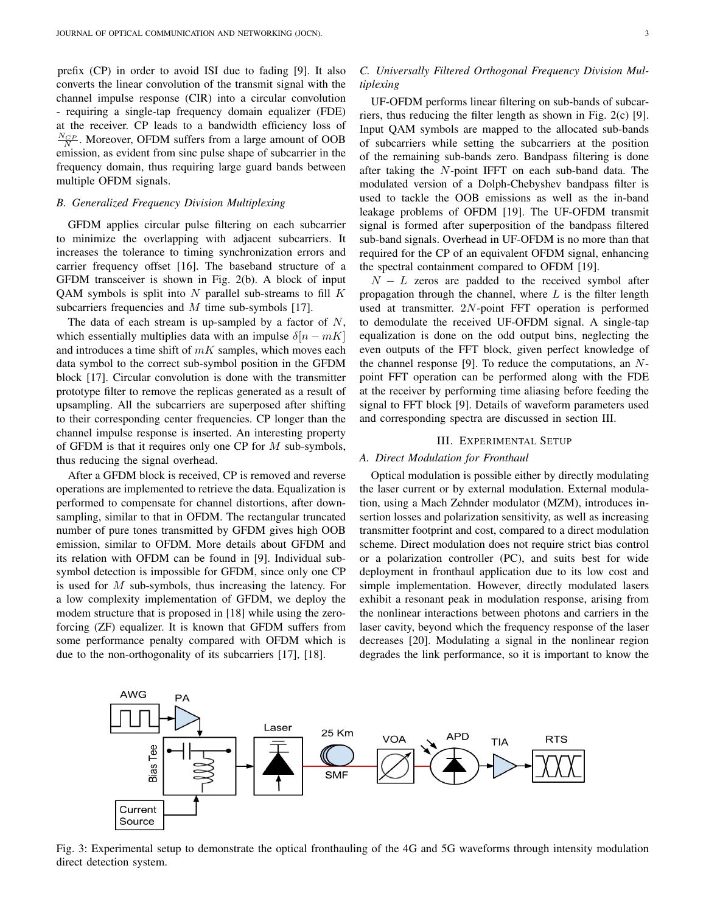prefix (CP) in order to avoid ISI due to fading [9]. It also converts the linear convolution of the transmit signal with the channel impulse response (CIR) into a circular convolution - requiring a single-tap frequency domain equalizer (FDE) at the receiver. CP leads to a bandwidth efficiency loss of $\frac{N_{CP}}{N}$. Moreover, OFDM suffers from a large amount of OOB emission, as evident from sinc pulse shape of subcarrier in the frequency domain, thus requiring large guard bands between multiple OFDM signals.

### *B. Generalized Frequency Division Multiplexing*

GFDM applies circular pulse filtering on each subcarrier to minimize the overlapping with adjacent subcarriers. It increases the tolerance to timing synchronization errors and carrier frequency offset [16]. The baseband structure of a GFDM transceiver is shown in Fig. 2(b). A block of input QAM symbols is split into $N$ parallel sub-streams to fill $K$ subcarriers frequencies and $M$ time sub-symbols [17].

The data of each stream is up-sampled by a factor of $N$, which essentially multiplies data with an impulse $\delta[n - mK]$ and introduces a time shift of $mK$ samples, which moves each data symbol to the correct sub-symbol position in the GFDM block [17]. Circular convolution is done with the transmitter prototype filter to remove the replicas generated as a result of upsampling. All the subcarriers are superposed after shifting to their corresponding center frequencies. CP longer than the channel impulse response is inserted. An interesting property of GFDM is that it requires only one CP for $M$ sub-symbols, thus reducing the signal overhead.

After a GFDM block is received, CP is removed and reverse operations are implemented to retrieve the data. Equalization is performed to compensate for channel distortions, after down-sampling, similar to that in OFDM. The rectangular truncated number of pure tones transmitted by GFDM gives high OOB emission, similar to OFDM. More details about GFDM and its relation with OFDM can be found in [9]. Individual sub-symbol detection is impossible for GFDM, since only one CP is used for $M$ sub-symbols, thus increasing the latency. For a low complexity implementation of GFDM, we deploy the modem structure that is proposed in [18] while using the zero-forcing (ZF) equalizer. It is known that GFDM suffers from some performance penalty compared with OFDM which is due to the non-orthogonality of its subcarriers [17], [18].

### *C. Universally Filtered Orthogonal Frequency Division Multiplexing*

UF-OFDM performs linear filtering on sub-bands of subcarriers, thus reducing the filter length as shown in Fig. 2(c) [9]. Input QAM symbols are mapped to the allocated sub-bands of subcarriers while setting the subcarriers at the position of the remaining sub-bands zero. Bandpass filtering is done after taking the $N$-point IFFT on each sub-band data. The modulated version of a Dolph-Chebyshev bandpass filter is used to tackle the OOB emissions as well as the in-band leakage problems of OFDM [19]. The UF-OFDM transmit signal is formed after superposition of the bandpass filtered sub-band signals. Overhead in UF-OFDM is no more than that required for the CP of an equivalent OFDM signal, enhancing the spectral containment compared to OFDM [19].

$N - L$ zeros are padded to the received symbol after propagation through the channel, where $L$ is the filter length used at transmitter. $2N$-point FFT operation is performed to demodulate the received UF-OFDM signal. A single-tap equalization is done on the odd output bins, neglecting the even outputs of the FFT block, given perfect knowledge of the channel response [9]. To reduce the computations, an $N$-point FFT operation can be performed along with the FDE at the receiver by performing time aliasing before feeding the signal to FFT block [9]. Details of waveform parameters used and corresponding spectra are discussed in section III.

## III. Experimental Setup

### *A. Direct Modulation for Fronthaul*

Optical modulation is possible either by directly modulating the laser current or by external modulation. External modulation, using a Mach Zehnder modulator (MZM), introduces insertion losses and polarization sensitivity, as well as increasing transmitter footprint and cost, compared to a direct modulation scheme. Direct modulation does not require strict bias control or a polarization controller (PC), and suits best for wide deployment in fronthaul application due to its low cost and simple implementation. However, directly modulated lasers exhibit a resonant peak in modulation response, arising from the nonlinear interactions between photons and carriers in the laser cavity, beyond which the frequency response of the laser decreases [20]. Modulating a signal in the nonlinear region degrades the link performance, so it is important to know the

Fig. 3: Experimental setup to demonstrate the optical fronthauling of the 4G and 5G waveforms through intensity modulation direct detection system.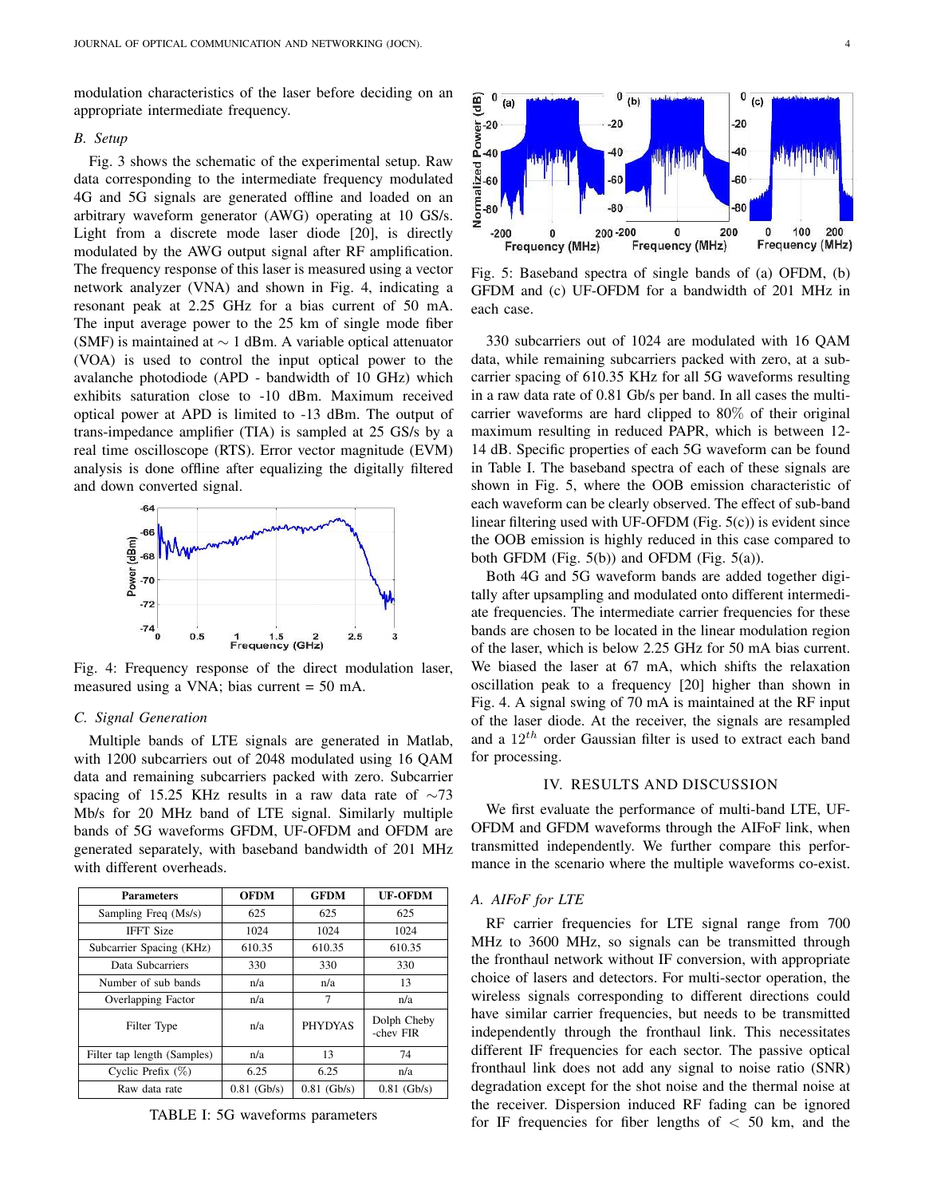modulation characteristics of the laser before deciding on an appropriate intermediate frequency.

### B. Setup

Fig. 3 shows the schematic of the experimental setup. Raw data corresponding to the intermediate frequency modulated 4G and 5G signals are generated offline and loaded on an arbitrary waveform generator (AWG) operating at 10 GS/s. Light from a discrete mode laser diode [20], is directly modulated by the AWG output signal after RF amplification. The frequency response of this laser is measured using a vector network analyzer (VNA) and shown in Fig. 4, indicating a resonant peak at 2.25 GHz for a bias current of 50 mA. The input average power to the 25 km of single mode fiber (SMF) is maintained at $\sim$ 1 dBm. A variable optical attenuator (VOA) is used to control the input optical power to the avalanche photodiode (APD - bandwidth of 10 GHz) which exhibits saturation close to -10 dBm. Maximum received optical power at APD is limited to -13 dBm. The output of trans-impedance amplifier (TIA) is sampled at 25 GS/s by a real time oscilloscope (RTS). Error vector magnitude (EVM) analysis is done offline after equalizing the digitally filtered and down converted signal.

Fig. 4: Frequency response of the direct modulation laser, measured using a VNA; bias current = 50 mA.

### C. Signal Generation

Multiple bands of LTE signals are generated in Matlab, with 1200 subcarriers out of 2048 modulated using 16 QAM data and remaining subcarriers packed with zero. Subcarrier spacing of 15.25 KHz results in a raw data rate of $\sim$73 Mb/s for 20 MHz band of LTE signal. Similarly multiple bands of 5G waveforms GFDM, UF-OFDM and OFDM are generated separately, with baseband bandwidth of 201 MHz with different overheads.

| Parameters | OFDM | GFDM | UF-OFDM |
|---|---|---|---|
| Sampling Freq (Ms/s) | 625 | 625 | 625 |
| IFFT Size | 1024 | 1024 | 1024 |
| Subcarrier Spacing (KHz) | 610.35 | 610.35 | 610.35 |
| Data Subcarriers | 330 | 330 | 330 |
| Number of sub bands | n/a | n/a | 13 |
| Overlapping Factor | n/a | 7 | n/a |
| Filter Type | n/a | PHYDYAS | Dolph Cheby -chev FIR |
| Filter tap length (Samples) | n/a | 13 | 74 |
| Cyclic Prefix (%) | 6.25 | 6.25 | n/a |
| Raw data rate | 0.81 (Gb/s) | 0.81 (Gb/s) | 0.81 (Gb/s) |

TABLE I: 5G waveforms parameters

Fig. 5: Baseband spectra of single bands of (a) OFDM, (b) GFDM and (c) UF-OFDM for a bandwidth of 201 MHz in each case.

330 subcarriers out of 1024 are modulated with 16 QAM data, while remaining subcarriers packed with zero, at a subcarrier spacing of 610.35 KHz for all 5G waveforms resulting in a raw data rate of 0.81 Gb/s per band. In all cases the multicarrier waveforms are hard clipped to 80% of their original maximum resulting in reduced PAPR, which is between 12-14 dB. Specific properties of each 5G waveform can be found in Table I. The baseband spectra of each of these signals are shown in Fig. 5, where the OOB emission characteristic of each waveform can be clearly observed. The effect of sub-band linear filtering used with UF-OFDM (Fig. 5(c)) is evident since the OOB emission is highly reduced in this case compared to both GFDM (Fig. 5(b)) and OFDM (Fig. 5(a)).

Both 4G and 5G waveform bands are added together digitally after upsampling and modulated onto different intermediate frequencies. The intermediate carrier frequencies for these bands are chosen to be located in the linear modulation region of the laser, which is below 2.25 GHz for 50 mA bias current. We biased the laser at 67 mA, which shifts the relaxation oscillation peak to a frequency [20] higher than shown in Fig. 4. A signal swing of 70 mA is maintained at the RF input of the laser diode. At the receiver, the signals are resampled and a $12^{th}$ order Gaussian filter is used to extract each band for processing.

## IV. RESULTS AND DISCUSSION

We first evaluate the performance of multi-band LTE, UF-OFDM and GFDM waveforms through the AIFoF link, when transmitted independently. We further compare this performance in the scenario where the multiple waveforms co-exist.

### A. AIFoF for LTE

RF carrier frequencies for LTE signal range from 700 MHz to 3600 MHz, so signals can be transmitted through the fronthaul network without IF conversion, with appropriate choice of lasers and detectors. For multi-sector operation, the wireless signals corresponding to different directions could have similar carrier frequencies, but needs to be transmitted independently through the fronthaul link. This necessitates different IF frequencies for each sector. The passive optical fronthaul link does not add any signal to noise ratio (SNR) degradation except for the shot noise and the thermal noise at the receiver. Dispersion induced RF fading can be ignored for IF frequencies for fiber lengths of $<$ 50 km, and the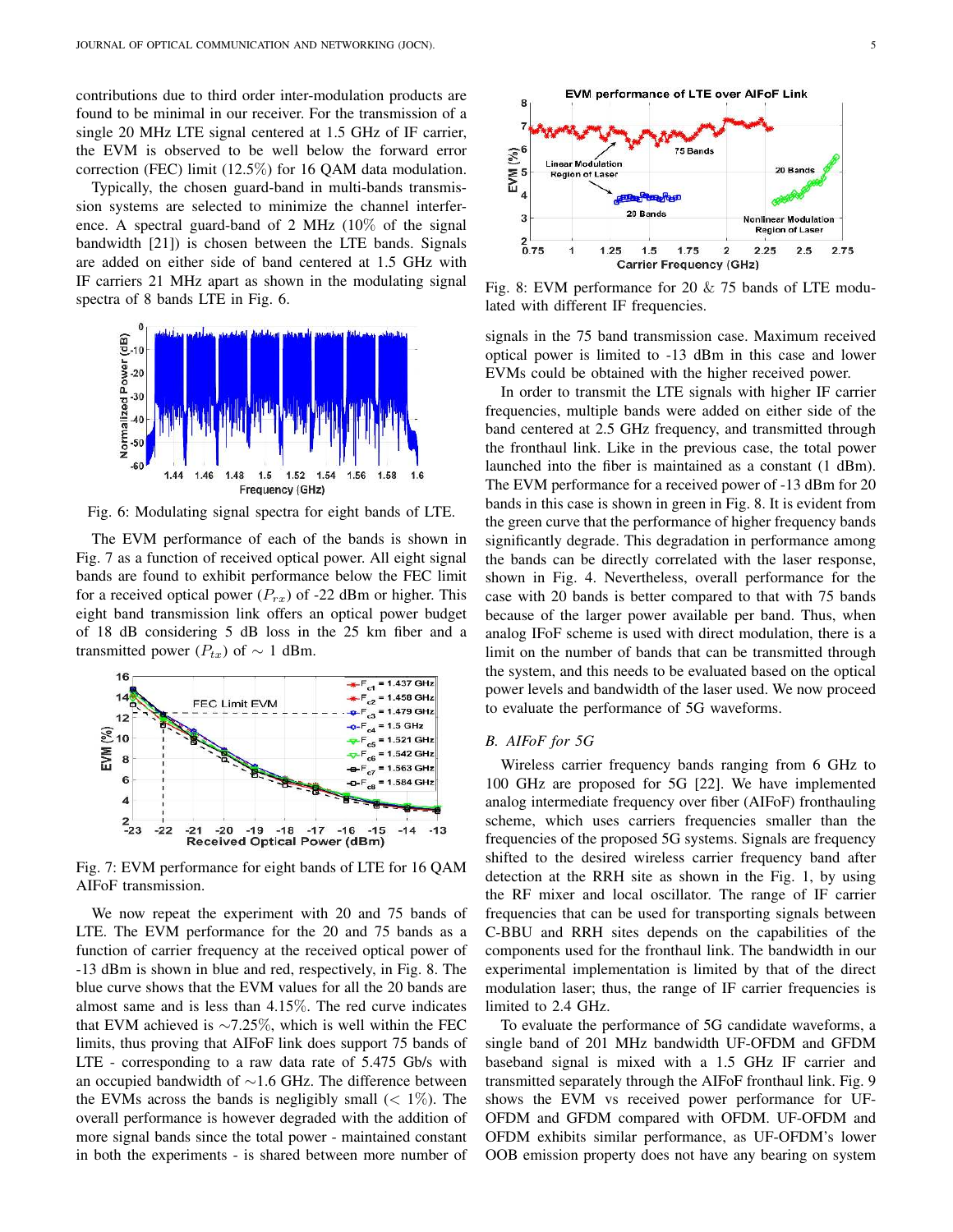contributions due to third order inter-modulation products are found to be minimal in our receiver. For the transmission of a single 20 MHz LTE signal centered at 1.5 GHz of IF carrier, the EVM is observed to be well below the forward error correction (FEC) limit (12.5%) for 16 QAM data modulation.

Typically, the chosen guard-band in multi-bands transmission systems are selected to minimize the channel interference. A spectral guard-band of 2 MHz (10% of the signal bandwidth [21]) is chosen between the LTE bands. Signals are added on either side of band centered at 1.5 GHz with IF carriers 21 MHz apart as shown in the modulating signal spectra of 8 bands LTE in Fig. 6.

Fig. 6: Modulating signal spectra for eight bands of LTE.

The EVM performance of each of the bands is shown in Fig. 7 as a function of received optical power. All eight signal bands are found to exhibit performance below the FEC limit for a received optical power ($P_{rx}$) of -22 dBm or higher. This eight band transmission link offers an optical power budget of 18 dB considering 5 dB loss in the 25 km fiber and a transmitted power ($P_{tx}$) of $\sim$ 1 dBm.

Fig. 7: EVM performance for eight bands of LTE for 16 QAM AIFoF transmission.

We now repeat the experiment with 20 and 75 bands of LTE. The EVM performance for the 20 and 75 bands as a function of carrier frequency at the received optical power of -13 dBm is shown in blue and red, respectively, in Fig. 8. The blue curve shows that the EVM values for all the 20 bands are almost same and is less than 4.15%. The red curve indicates that EVM achieved is $\sim$7.25%, which is well within the FEC limits, thus proving that AIFoF link does support 75 bands of LTE - corresponding to a raw data rate of 5.475 Gb/s with an occupied bandwidth of $\sim$1.6 GHz. The difference between the EVMs across the bands is negligibly small ($< 1\%$). The overall performance is however degraded with the addition of more signal bands since the total power - maintained constant in both the experiments - is shared between more number of signals in the 75 band transmission case. Maximum received optical power is limited to -13 dBm in this case and lower EVMs could be obtained with the higher received power.

Fig. 8: EVM performance for 20 & 75 bands of LTE modulated with different IF frequencies.

In order to transmit the LTE signals with higher IF carrier frequencies, multiple bands were added on either side of the band centered at 2.5 GHz frequency, and transmitted through the fronthaul link. Like in the previous case, the total power launched into the fiber is maintained as a constant (1 dBm). The EVM performance for a received power of -13 dBm for 20 bands in this case is shown in green in Fig. 8. It is evident from the green curve that the performance of higher frequency bands significantly degrade. This degradation in performance among the bands can be directly correlated with the laser response, shown in Fig. 4. Nevertheless, overall performance for the case with 20 bands is better compared to that with 75 bands because of the larger power available per band. Thus, when analog IFoF scheme is used with direct modulation, there is a limit on the number of bands that can be transmitted through the system, and this needs to be evaluated based on the optical power levels and bandwidth of the laser used. We now proceed to evaluate the performance of 5G waveforms.

### *B. AIFoF for 5G*

Wireless carrier frequency bands ranging from 6 GHz to 100 GHz are proposed for 5G [22]. We have implemented analog intermediate frequency over fiber (AIFoF) fronthauling scheme, which uses carriers frequencies smaller than the frequencies of the proposed 5G systems. Signals are frequency shifted to the desired wireless carrier frequency band after detection at the RRH site as shown in the Fig. 1, by using the RF mixer and local oscillator. The range of IF carrier frequencies that can be used for transporting signals between C-BBU and RRH sites depends on the capabilities of the components used for the fronthaul link. The bandwidth in our experimental implementation is limited by that of the direct modulation laser; thus, the range of IF carrier frequencies is limited to 2.4 GHz.

To evaluate the performance of 5G candidate waveforms, a single band of 201 MHz bandwidth UF-OFDM and GFDM baseband signal is mixed with a 1.5 GHz IF carrier and transmitted separately through the AIFoF fronthaul link. Fig. 9 shows the EVM vs received power performance for UF-OFDM and GFDM compared with OFDM. UF-OFDM and OFDM exhibits similar performance, as UF-OFDM's lower OOB emission property does not have any bearing on system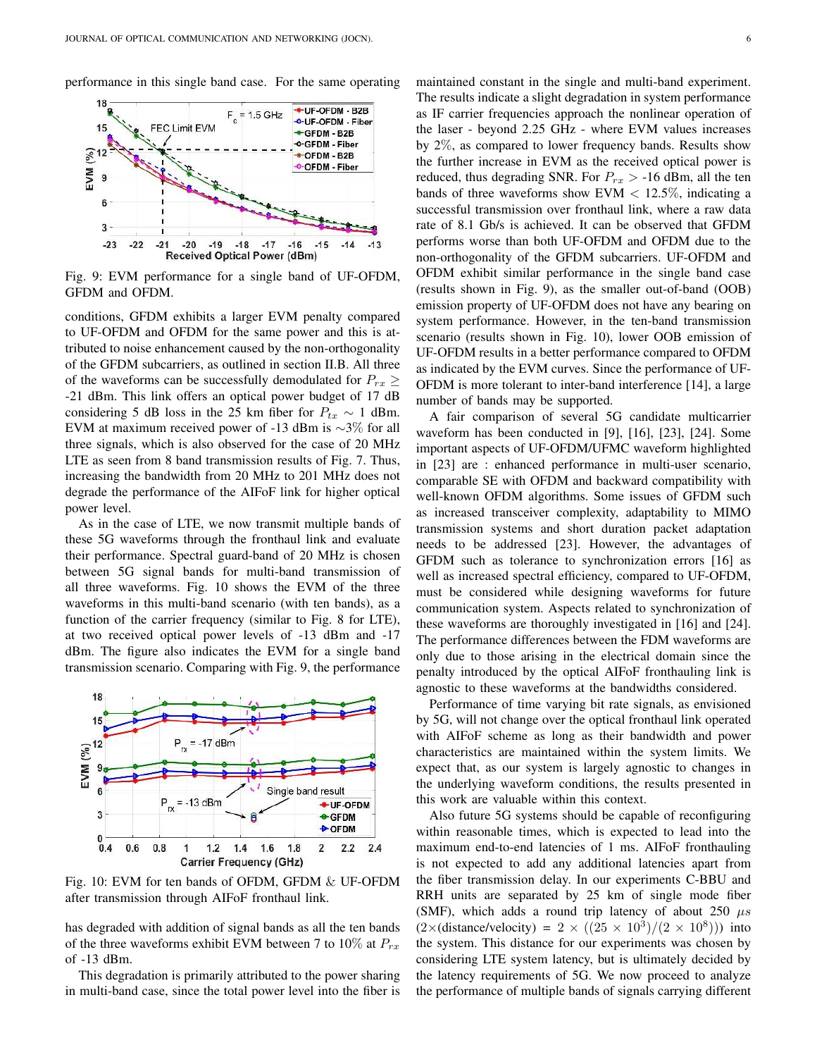performance in this single band case. For the same operating conditions, GFDM exhibits a larger EVM penalty compared to UF-OFDM and OFDM for the same power and this is attributed to noise enhancement caused by the non-orthogonality of the GFDM subcarriers, as outlined in section II.B. All three of the waveforms can be successfully demodulated for $P_{rx} \geq$ -21 dBm. This link offers an optical power budget of 17 dB considering 5 dB loss in the 25 km fiber for $P_{tx} \sim 1$ dBm. EVM at maximum received power of -13 dBm is ∼3% for all three signals, which is also observed for the case of 20 MHz LTE as seen from 8 band transmission results of Fig. 7. Thus, increasing the bandwidth from 20 MHz to 201 MHz does not degrade the performance of the AIFoF link for higher optical power level.

Fig. 9: EVM performance for a single band of UF-OFDM, GFDM and OFDM.

As in the case of LTE, we now transmit multiple bands of these 5G waveforms through the fronthaul link and evaluate their performance. Spectral guard-band of 20 MHz is chosen between 5G signal bands for multi-band transmission of all three waveforms. Fig. 10 shows the EVM of the three waveforms in this multi-band scenario (with ten bands), as a function of the carrier frequency (similar to Fig. 8 for LTE), at two received optical power levels of -13 dBm and -17 dBm. The figure also indicates the EVM for a single band transmission scenario. Comparing with Fig. 9, the performance has degraded with addition of signal bands as all the ten bands of the three waveforms exhibit EVM between 7 to 10% at $P_{rx}$ of -13 dBm.

Fig. 10: EVM for ten bands of OFDM, GFDM & UF-OFDM after transmission through AIFoF fronthaul link.

This degradation is primarily attributed to the power sharing in multi-band case, since the total power level into the fiber is maintained constant in the single and multi-band experiment. The results indicate a slight degradation in system performance as IF carrier frequencies approach the nonlinear operation of the laser - beyond 2.25 GHz - where EVM values increases by 2%, as compared to lower frequency bands. Results show the further increase in EVM as the received optical power is reduced, thus degrading SNR. For $P_{rx} >$ -16 dBm, all the ten bands of three waveforms show EVM $< 12.5\%$, indicating a successful transmission over fronthaul link, where a raw data rate of 8.1 Gb/s is achieved. It can be observed that GFDM performs worse than both UF-OFDM and OFDM due to the non-orthogonality of the GFDM subcarriers. UF-OFDM and OFDM exhibit similar performance in the single band case (results shown in Fig. 9), as the smaller out-of-band (OOB) emission property of UF-OFDM does not have any bearing on system performance. However, in the ten-band transmission scenario (results shown in Fig. 10), lower OOB emission of UF-OFDM results in a better performance compared to OFDM as indicated by the EVM curves. Since the performance of UF-OFDM is more tolerant to inter-band interference [14], a large number of bands may be supported.

A fair comparison of several 5G candidate multicarrier waveform has been conducted in [9], [16], [23], [24]. Some important aspects of UF-OFDM/UFMC waveform highlighted in [23] are : enhanced performance in multi-user scenario, comparable SE with OFDM and backward compatibility with well-known OFDM algorithms. Some issues of GFDM such as increased transceiver complexity, adaptability to MIMO transmission systems and short duration packet adaptation needs to be addressed [23]. However, the advantages of GFDM such as tolerance to synchronization errors [16] as well as increased spectral efficiency, compared to UF-OFDM, must be considered while designing waveforms for future communication system. Aspects related to synchronization of these waveforms are thoroughly investigated in [16] and [24]. The performance differences between the FDM waveforms are only due to those arising in the electrical domain since the penalty introduced by the optical AIFoF fronthauling link is agnostic to these waveforms at the bandwidths considered.

Performance of time varying bit rate signals, as envisioned by 5G, will not change over the optical fronthaul link operated with AIFoF scheme as long as their bandwidth and power characteristics are maintained within the system limits. We expect that, as our system is largely agnostic to changes in the underlying waveform conditions, the results presented in this work are valuable within this context.

Also future 5G systems should be capable of reconfiguring within reasonable times, which is expected to lead into the maximum end-to-end latencies of 1 ms. AIFoF fronthauling is not expected to add any additional latencies apart from the fiber transmission delay. In our experiments C-BBU and RRH units are separated by 25 km of single mode fiber (SMF), which adds a round trip latency of about 250 $\mu s$ ($2\times$(distance/velocity) $= 2 \times ((25 \times 10^3)/(2 \times 10^8))$) into the system. This distance for our experiments was chosen by considering LTE system latency, but is ultimately decided by the latency requirements of 5G. We now proceed to analyze the performance of multiple bands of signals carrying different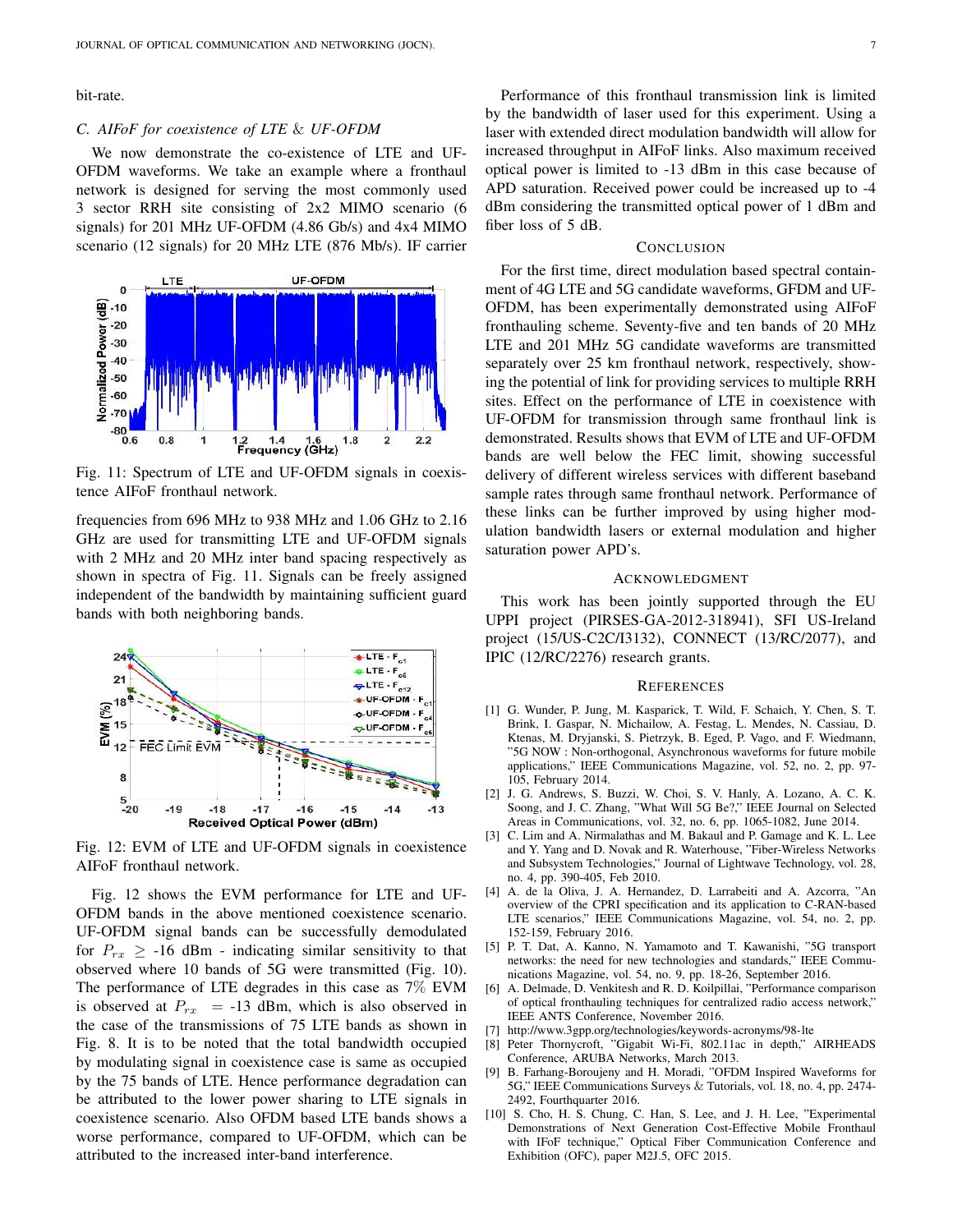bit-rate.

### C. AIFoF for coexistence of LTE & UF-OFDM

We now demonstrate the co-existence of LTE and UF-OFDM waveforms. We take an example where a fronthaul network is designed for serving the most commonly used 3 sector RRH site consisting of 2x2 MIMO scenario (6 signals) for 201 MHz UF-OFDM (4.86 Gb/s) and 4x4 MIMO scenario (12 signals) for 20 MHz LTE (876 Mb/s). IF carrier frequencies from 696 MHz to 938 MHz and 1.06 GHz to 2.16 GHz are used for transmitting LTE and UF-OFDM signals with 2 MHz and 20 MHz inter band spacing respectively as shown in spectra of Fig. 11. Signals can be freely assigned independent of the bandwidth by maintaining sufficient guard bands with both neighboring bands.

Fig. 11: Spectrum of LTE and UF-OFDM signals in coexistence AIFoF fronthaul network.

Fig. 12: EVM of LTE and UF-OFDM signals in coexistence AIFoF fronthaul network.

Fig. 12 shows the EVM performance for LTE and UF-OFDM bands in the above mentioned coexistence scenario. UF-OFDM signal bands can be successfully demodulated for $P_{rx} \geq$ -16 dBm - indicating similar sensitivity to that observed where 10 bands of 5G were transmitted (Fig. 10). The performance of LTE degrades in this case as 7% EVM is observed at $P_{rx}$ = -13 dBm, which is also observed in the case of the transmissions of 75 LTE bands as shown in Fig. 8. It is to be noted that the total bandwidth occupied by modulating signal in coexistence case is same as occupied by the 75 bands of LTE. Hence performance degradation can be attributed to the lower power sharing to LTE signals in coexistence scenario. Also OFDM based LTE bands shows a worse performance, compared to UF-OFDM, which can be attributed to the increased inter-band interference.

Performance of this fronthaul transmission link is limited by the bandwidth of laser used for this experiment. Using a laser with extended direct modulation bandwidth will allow for increased throughput in AIFoF links. Also maximum received optical power is limited to -13 dBm in this case because of APD saturation. Received power could be increased up to -4 dBm considering the transmitted optical power of 1 dBm and fiber loss of 5 dB.

## CONCLUSION

For the first time, direct modulation based spectral containment of 4G LTE and 5G candidate waveforms, GFDM and UF-OFDM, has been experimentally demonstrated using AIFoF fronthauling scheme. Seventy-five and ten bands of 20 MHz LTE and 201 MHz 5G candidate waveforms are transmitted separately over 25 km fronthaul network, respectively, showing the potential of link for providing services to multiple RRH sites. Effect on the performance of LTE in coexistence with UF-OFDM for transmission through same fronthaul link is demonstrated. Results shows that EVM of LTE and UF-OFDM bands are well below the FEC limit, showing successful delivery of different wireless services with different baseband sample rates through same fronthaul network. Performance of these links can be further improved by using higher modulation bandwidth lasers or external modulation and higher saturation power APD's.

## ACKNOWLEDGMENT

This work has been jointly supported through the EU UPPI project (PIRSES-GA-2012-318941), SFI US-Ireland project (15/US-C2C/I3132), CONNECT (13/RC/2077), and IPIC (12/RC/2276) research grants.

## REFERENCES

[1] G. Wunder, P. Jung, M. Kasparick, T. Wild, F. Schaich, Y. Chen, S. T. Brink, I. Gaspar, N. Michailow, A. Festag, L. Mendes, N. Cassiau, D. Ktenas, M. Dryjanski, S. Pietrzyk, B. Eged, P. Vago, and F. Wiedmann, "5G NOW : Non-orthogonal, Asynchronous waveforms for future mobile applications," IEEE Communications Magazine, vol. 52, no. 2, pp. 97-105, February 2014.

[2] J. G. Andrews, S. Buzzi, W. Choi, S. V. Hanly, A. Lozano, A. C. K. Soong, and J. C. Zhang, "What Will 5G Be?," IEEE Journal on Selected Areas in Communications, vol. 32, no. 6, pp. 1065-1082, June 2014.

[3] C. Lim and A. Nirmalathas and M. Bakaul and P. Gamage and K. L. Lee and Y. Yang and D. Novak and R. Waterhouse, "Fiber-Wireless Networks and Subsystem Technologies," Journal of Lightwave Technology, vol. 28, no. 4, pp. 390-405, Feb 2010.

[4] A. de la Oliva, J. A. Hernandez, D. Larrabeiti and A. Azcorra, "An overview of the CPRI specification and its application to C-RAN-based LTE scenarios," IEEE Communications Magazine, vol. 54, no. 2, pp. 152-159, February 2016.

[5] P. T. Dat, A. Kanno, N. Yamamoto and T. Kawanishi, "5G transport networks: the need for new technologies and standards," IEEE Communications Magazine, vol. 54, no. 9, pp. 18-26, September 2016.

[6] A. Delmade, D. Venkitesh and R. D. Koilpillai, "Performance comparison of optical fronthauling techniques for centralized radio access network," IEEE ANTS Conference, November 2016.

[7] http://www.3gpp.org/technologies/keywords-acronyms/98-lte

[8] Peter Thornycroft, "Gigabit Wi-Fi, 802.11ac in depth," AIRHEADS Conference, ARUBA Networks, March 2013.

[9] B. Farhang-Boroujeny and H. Moradi, "OFDM Inspired Waveforms for 5G," IEEE Communications Surveys & Tutorials, vol. 18, no. 4, pp. 2474-2492, Fourthquarter 2016.

[10] S. Cho, H. S. Chung, C. Han, S. Lee, and J. H. Lee, "Experimental Demonstrations of Next Generation Cost-Effective Mobile Fronthaul with IFoF technique," Optical Fiber Communication Conference and Exhibition (OFC), paper M2J.5, OFC 2015.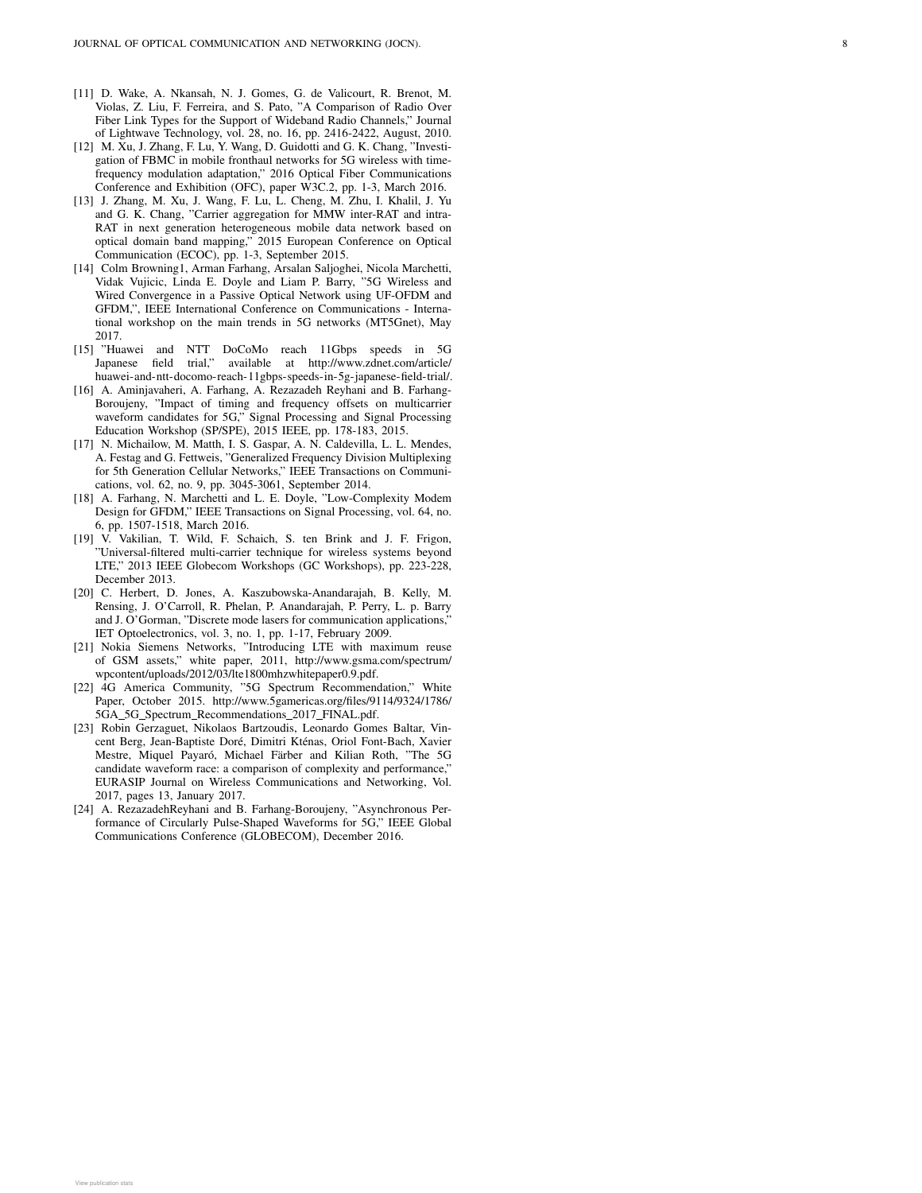[11] D. Wake, A. Nkansah, N. J. Gomes, G. de Valicourt, R. Brenot, M. Violas, Z. Liu, F. Ferreira, and S. Pato, "A Comparison of Radio Over Fiber Link Types for the Support of Wideband Radio Channels," Journal of Lightwave Technology, vol. 28, no. 16, pp. 2416-2422, August, 2010.

[12] M. Xu, J. Zhang, F. Lu, Y. Wang, D. Guidotti and G. K. Chang, "Investigation of FBMC in mobile fronthaul networks for 5G wireless with time-frequency modulation adaptation," 2016 Optical Fiber Communications Conference and Exhibition (OFC), paper W3C.2, pp. 1-3, March 2016.

[13] J. Zhang, M. Xu, J. Wang, F. Lu, L. Cheng, M. Zhu, I. Khalil, J. Yu and G. K. Chang, "Carrier aggregation for MMW inter-RAT and intra-RAT in next generation heterogeneous mobile data network based on optical domain band mapping," 2015 European Conference on Optical Communication (ECOC), pp. 1-3, September 2015.

[14] Colm Browning1, Arman Farhang, Arsalan Saljoghei, Nicola Marchetti, Vidak Vujicic, Linda E. Doyle and Liam P. Barry, "5G Wireless and Wired Convergence in a Passive Optical Network using UF-OFDM and GFDM,", IEEE International Conference on Communications - International workshop on the main trends in 5G networks (MT5Gnet), May 2017.

[15] "Huawei and NTT DoCoMo reach 11Gbps speeds in 5G Japanese field trial," available at http://www.zdnet.com/article/huawei-and-ntt-docomo-reach-11gbps-speeds-in-5g-japanese-field-trial/.

[16] A. Aminjavaheri, A. Farhang, A. Rezazadeh Reyhani and B. Farhang-Boroujeny, "Impact of timing and frequency offsets on multicarrier waveform candidates for 5G," Signal Processing and Signal Processing Education Workshop (SP/SPE), 2015 IEEE, pp. 178-183, 2015.

[17] N. Michailow, M. Matth, I. S. Gaspar, A. N. Caldevilla, L. L. Mendes, A. Festag and G. Fettweis, "Generalized Frequency Division Multiplexing for 5th Generation Cellular Networks," IEEE Transactions on Communications, vol. 62, no. 9, pp. 3045-3061, September 2014.

[18] A. Farhang, N. Marchetti and L. E. Doyle, "Low-Complexity Modem Design for GFDM," IEEE Transactions on Signal Processing, vol. 64, no. 6, pp. 1507-1518, March 2016.

[19] V. Vakilian, T. Wild, F. Schaich, S. ten Brink and J. F. Frigon, "Universal-filtered multi-carrier technique for wireless systems beyond LTE," 2013 IEEE Globecom Workshops (GC Workshops), pp. 223-228, December 2013.

[20] C. Herbert, D. Jones, A. Kaszubowska-Anandarajah, B. Kelly, M. Rensing, J. O'Carroll, R. Phelan, P. Anandarajah, P. Perry, L. p. Barry and J. O'Gorman, "Discrete mode lasers for communication applications," IET Optoelectronics, vol. 3, no. 1, pp. 1-17, February 2009.

[21] Nokia Siemens Networks, "Introducing LTE with maximum reuse of GSM assets," white paper, 2011, http://www.gsma.com/spectrum/wpcontent/uploads/2012/03/lte1800mhzwhitepaper0.9.pdf.

[22] 4G America Community, "5G Spectrum Recommendation," White Paper, October 2015. http://www.5gamericas.org/files/9114/9324/1786/5GA_5G_Spectrum_Recommendations_2017_FINAL.pdf.

[23] Robin Gerzaguet, Nikolaos Bartzoudis, Leonardo Gomes Baltar, Vincent Berg, Jean-Baptiste Doré, Dimitri Kténas, Oriol Font-Bach, Xavier Mestre, Miquel Payaró, Michael Färber and Kilian Roth, "The 5G candidate waveform race: a comparison of complexity and performance," EURASIP Journal on Wireless Communications and Networking, Vol. 2017, pages 13, January 2017.

[24] A. RezazadehReyhani and B. Farhang-Boroujeny, "Asynchronous Performance of Circularly Pulse-Shaped Waveforms for 5G," IEEE Global Communications Conference (GLOBECOM), December 2016.